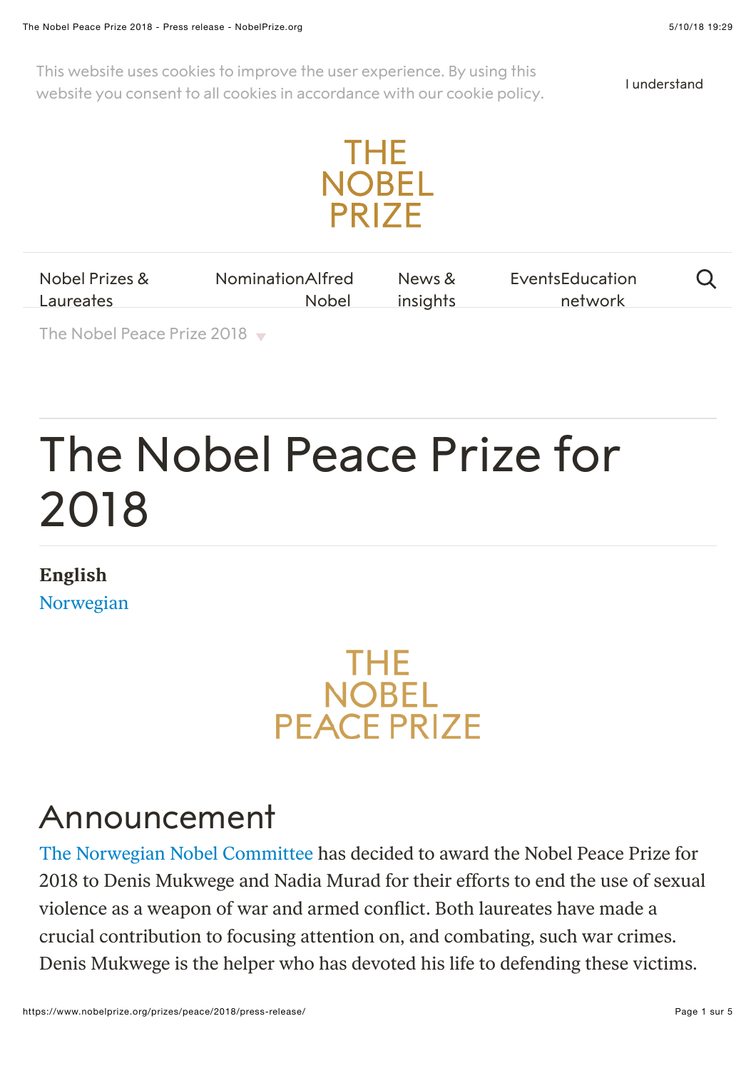This website uses cookies to improve the user experience. By using this website you consent to all cookies in accordance with our cookie policy.

I understand

THE NOBEL PRIZE

Nobel Prizes & Laureates | Nomination | Alfred Nobel | News & insights | Events | Education network

The Nobel Peace Prize 2018

# The Nobel Peace Prize for 2018

**English**
Norwegian

THE NOBEL PEACE PRIZE

## Announcement

The Norwegian Nobel Committee has decided to award the Nobel Peace Prize for 2018 to Denis Mukwege and Nadia Murad for their efforts to end the use of sexual violence as a weapon of war and armed conflict. Both laureates have made a crucial contribution to focusing attention on, and combating, such war crimes. Denis Mukwege is the helper who has devoted his life to defending these victims.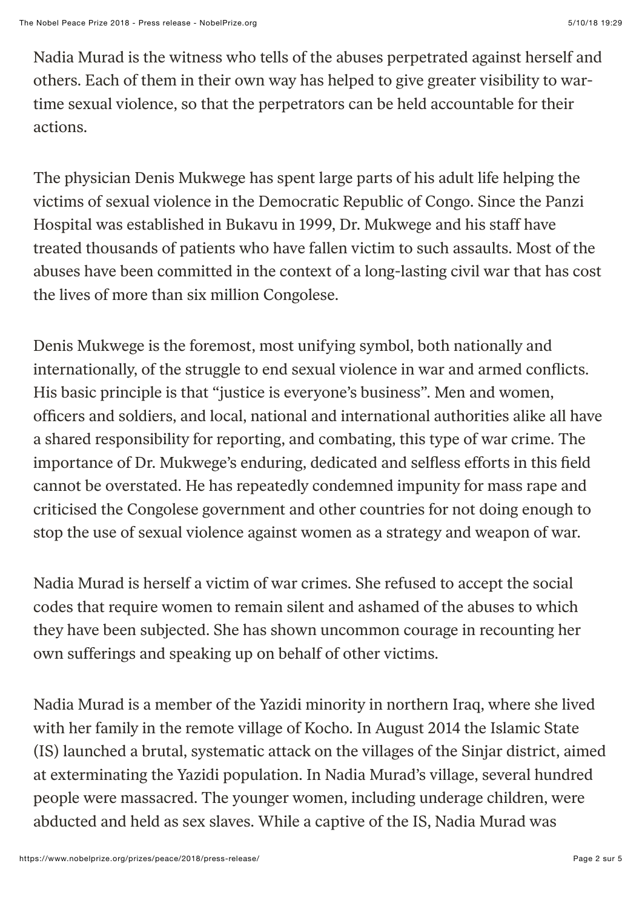Nadia Murad is the witness who tells of the abuses perpetrated against herself and others. Each of them in their own way has helped to give greater visibility to war-time sexual violence, so that the perpetrators can be held accountable for their actions.

The physician Denis Mukwege has spent large parts of his adult life helping the victims of sexual violence in the Democratic Republic of Congo. Since the Panzi Hospital was established in Bukavu in 1999, Dr. Mukwege and his staff have treated thousands of patients who have fallen victim to such assaults. Most of the abuses have been committed in the context of a long-lasting civil war that has cost the lives of more than six million Congolese.

Denis Mukwege is the foremost, most unifying symbol, both nationally and internationally, of the struggle to end sexual violence in war and armed conflicts. His basic principle is that "justice is everyone's business". Men and women, officers and soldiers, and local, national and international authorities alike all have a shared responsibility for reporting, and combating, this type of war crime. The importance of Dr. Mukwege's enduring, dedicated and selfless efforts in this field cannot be overstated. He has repeatedly condemned impunity for mass rape and criticised the Congolese government and other countries for not doing enough to stop the use of sexual violence against women as a strategy and weapon of war.

Nadia Murad is herself a victim of war crimes. She refused to accept the social codes that require women to remain silent and ashamed of the abuses to which they have been subjected. She has shown uncommon courage in recounting her own sufferings and speaking up on behalf of other victims.

Nadia Murad is a member of the Yazidi minority in northern Iraq, where she lived with her family in the remote village of Kocho. In August 2014 the Islamic State (IS) launched a brutal, systematic attack on the villages of the Sinjar district, aimed at exterminating the Yazidi population. In Nadia Murad's village, several hundred people were massacred. The younger women, including underage children, were abducted and held as sex slaves. While a captive of the IS, Nadia Murad was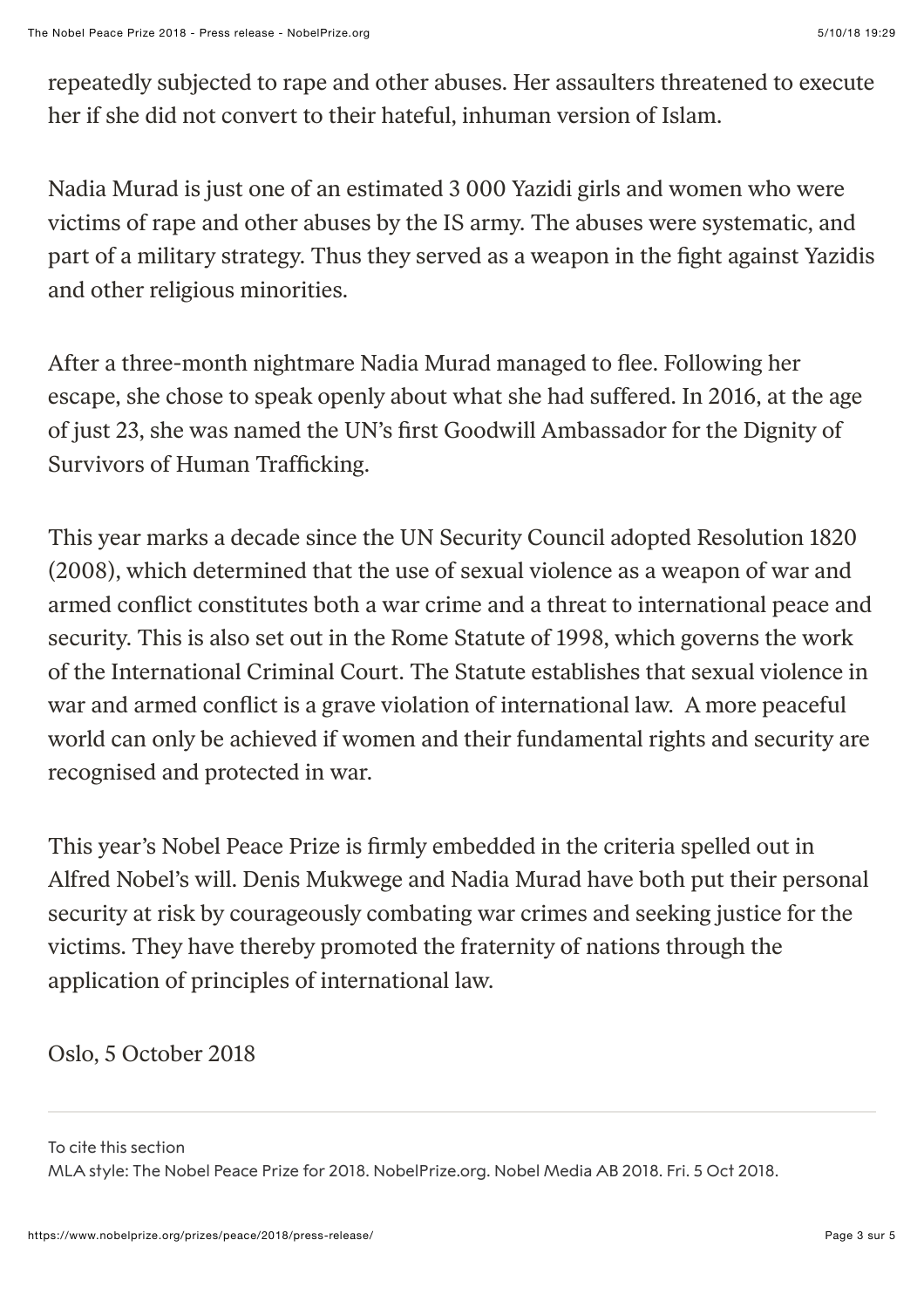repeatedly subjected to rape and other abuses. Her assaulters threatened to execute her if she did not convert to their hateful, inhuman version of Islam.

Nadia Murad is just one of an estimated 3 000 Yazidi girls and women who were victims of rape and other abuses by the IS army. The abuses were systematic, and part of a military strategy. Thus they served as a weapon in the fight against Yazidis and other religious minorities.

After a three-month nightmare Nadia Murad managed to flee. Following her escape, she chose to speak openly about what she had suffered. In 2016, at the age of just 23, she was named the UN's first Goodwill Ambassador for the Dignity of Survivors of Human Trafficking.

This year marks a decade since the UN Security Council adopted Resolution 1820 (2008), which determined that the use of sexual violence as a weapon of war and armed conflict constitutes both a war crime and a threat to international peace and security. This is also set out in the Rome Statute of 1998, which governs the work of the International Criminal Court. The Statute establishes that sexual violence in war and armed conflict is a grave violation of international law. A more peaceful world can only be achieved if women and their fundamental rights and security are recognised and protected in war.

This year's Nobel Peace Prize is firmly embedded in the criteria spelled out in Alfred Nobel's will. Denis Mukwege and Nadia Murad have both put their personal security at risk by courageously combating war crimes and seeking justice for the victims. They have thereby promoted the fraternity of nations through the application of principles of international law.

Oslo, 5 October 2018

---

To cite this section
MLA style: The Nobel Peace Prize for 2018. NobelPrize.org. Nobel Media AB 2018. Fri. 5 Oct 2018.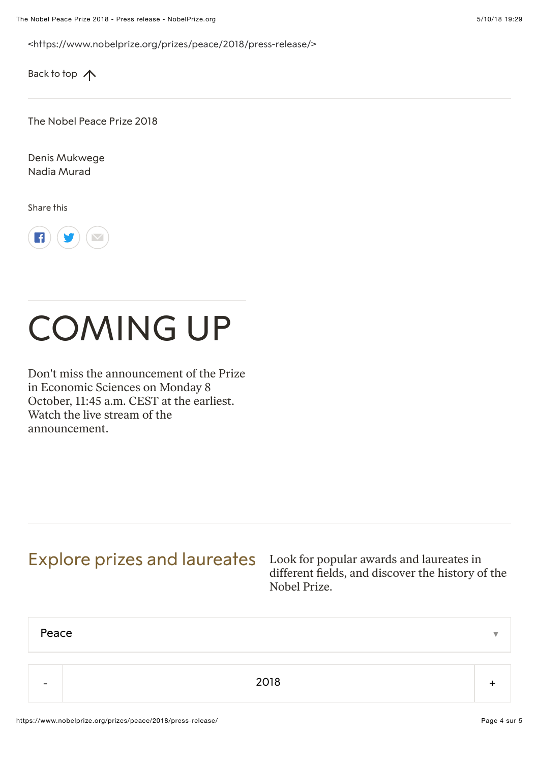<https://www.nobelprize.org/prizes/peace/2018/press-release/>

Back to top

The Nobel Peace Prize 2018

Denis Mukwege
Nadia Murad

Share this

# COMING UP

Don't miss the announcement of the Prize in Economic Sciences on Monday 8 October, 11:45 a.m. CEST at the earliest. Watch the live stream of the announcement.

## Explore prizes and laureates

Look for popular awards and laureates in different fields, and discover the history of the Nobel Prize.

Peace

- 2018 +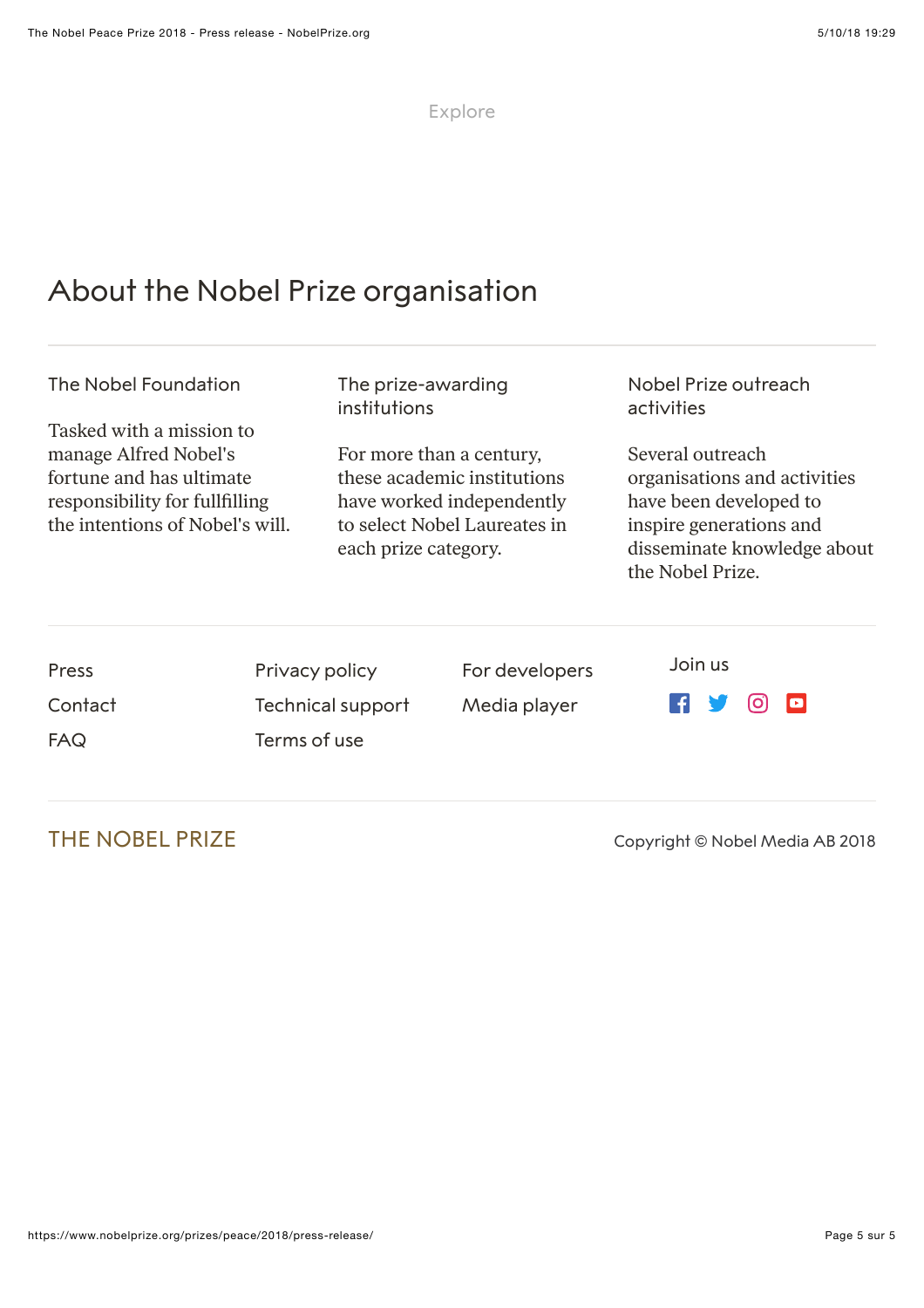Explore

## About the Nobel Prize organisation

### The Nobel Foundation

Tasked with a mission to manage Alfred Nobel's fortune and has ultimate responsibility for fullfilling the intentions of Nobel's will.

### The prize-awarding institutions

For more than a century, these academic institutions have worked independently to select Nobel Laureates in each prize category.

### Nobel Prize outreach activities

Several outreach organisations and activities have been developed to inspire generations and disseminate knowledge about the Nobel Prize.

Press
Contact
FAQ

Privacy policy
Technical support
Terms of use

For developers
Media player

Join us

THE NOBEL PRIZE

Copyright © Nobel Media AB 2018